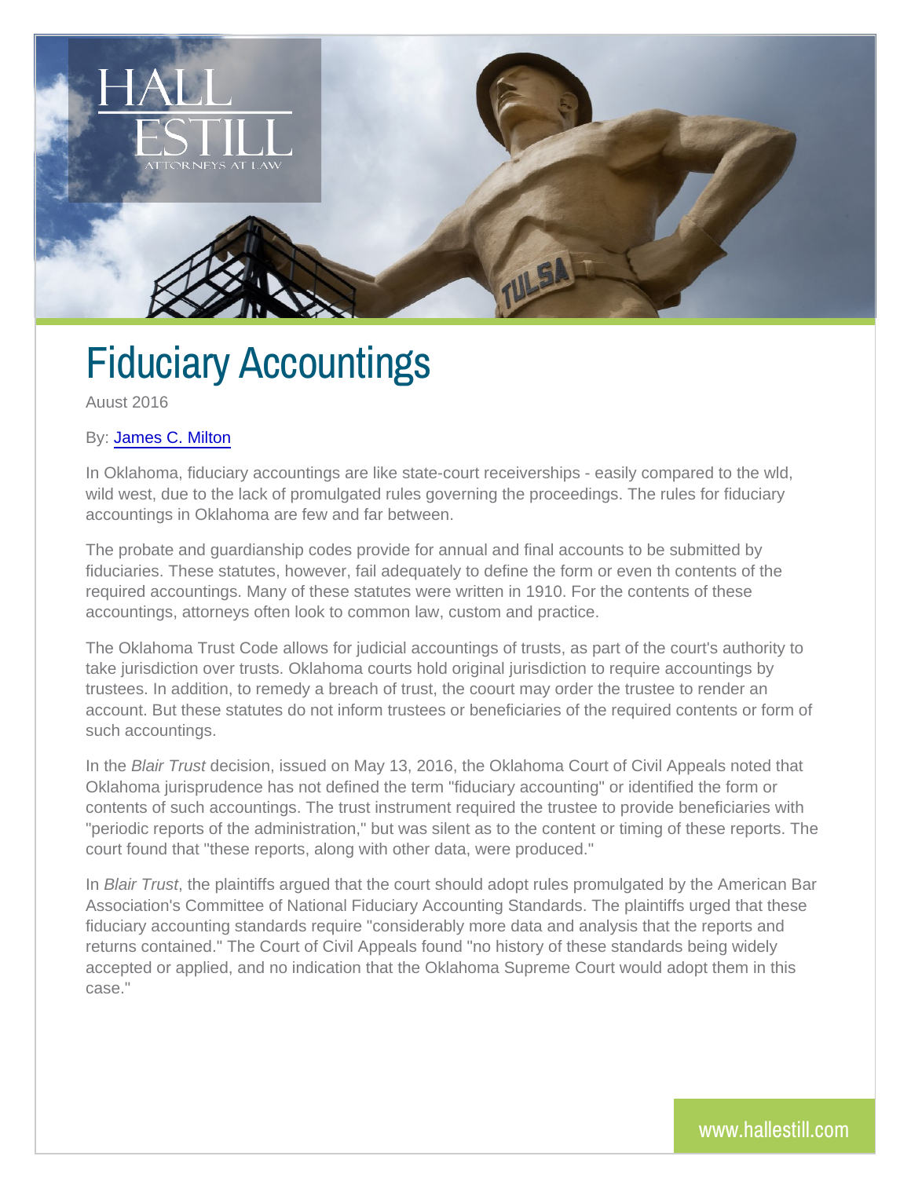# Fiduciary Accountings

Auust 2016

By: James C. Milton

In Oklahoma, fiduciary accountings are like state-court receiverships - easily compared to the wld, wild west, due to the lack of promulgated rules governing the proceedings. The rules for fiduciary accountings in Oklahoma are few and far between.

The probate and guardianship codes provide for annual and final accounts to be submitted by fiduciaries. These statutes, however, fail adequately to define the form or even th contents of the required accountings. Many of these statutes were written in 1910. For the contents of these accountings, attorneys often look to common law, custom and practice.

The Oklahoma Trust Code allows for judicial accountings of trusts, as part of the court's authority to take jurisdiction over trusts. Oklahoma courts hold original jurisdiction to require accountings by trustees. In addition, to remedy a breach of trust, the coourt may order the trustee to render an account. But these statutes do not inform trustees or beneficiaries of the required contents or form of such accountings.

In the *Blair Trust* decision, issued on May 13, 2016, the Oklahoma Court of Civil Appeals noted that Oklahoma jurisprudence has not defined the term "fiduciary accounting" or identified the form or contents of such accountings. The trust instrument required the trustee to provide beneficiaries with "periodic reports of the administration," but was silent as to the content or timing of these reports. The court found that "these reports, along with other data, were produced."

In *Blair Trust*, the plaintiffs argued that the court should adopt rules promulgated by the American Bar Association's Committee of National Fiduciary Accounting Standards. The plaintiffs urged that these fiduciary accounting standards require "considerably more data and analysis that the reports and returns contained." The Court of Civil Appeals found "no history of these standards being widely accepted or applied, and no indication that the Oklahoma Supreme Court would adopt them in this case."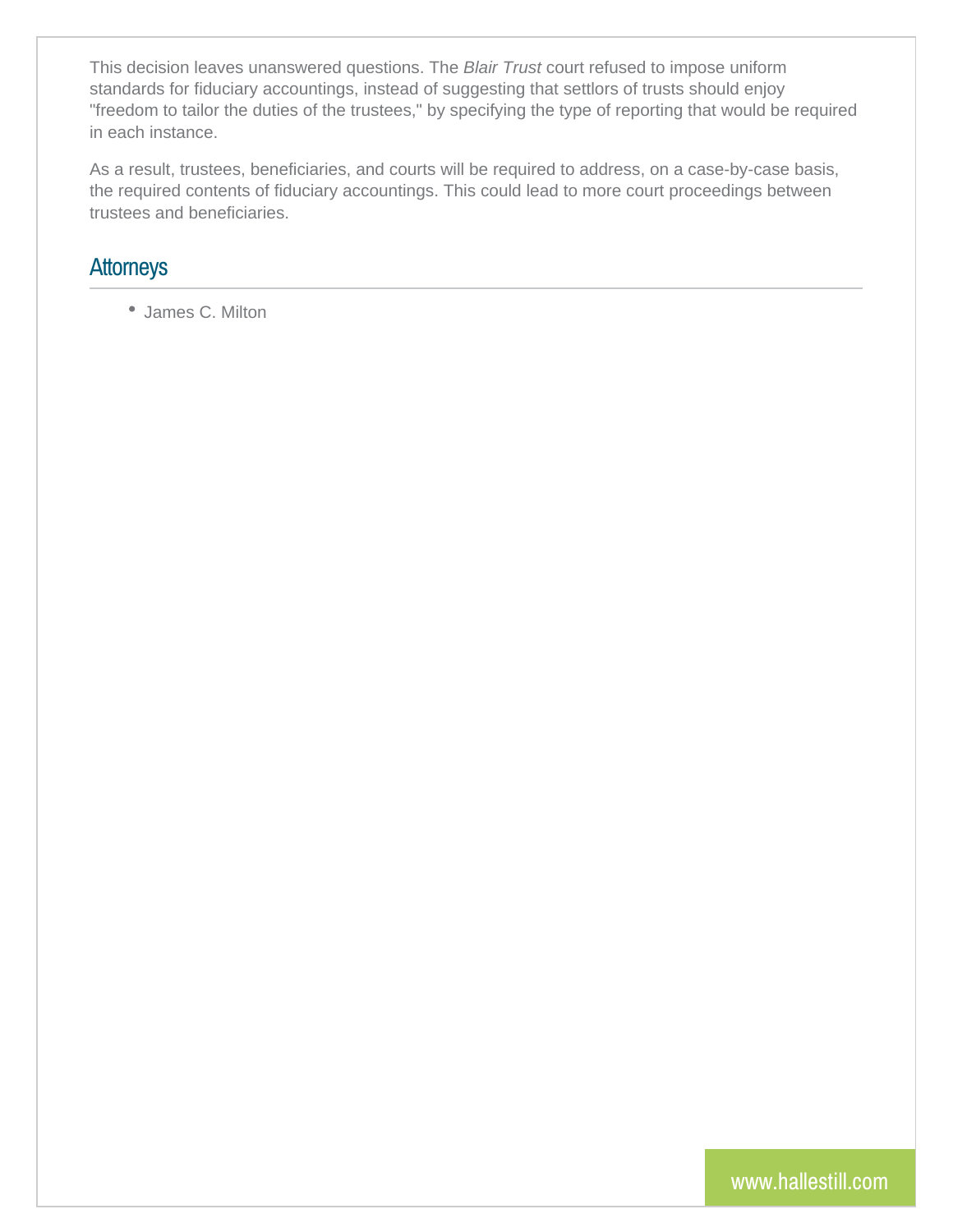This decision leaves unanswered questions. The *Blair Trust* court refused to impose uniform standards for fiduciary accountings, instead of suggesting that settlors of trusts should enjoy "freedom to tailor the duties of the trustees," by specifying the type of reporting that would be required in each instance.

As a result, trustees, beneficiaries, and courts will be required to address, on a case-by-case basis, the required contents of fiduciary accountings. This could lead to more court proceedings between trustees and beneficiaries.

## Attorneys

- James C. Milton